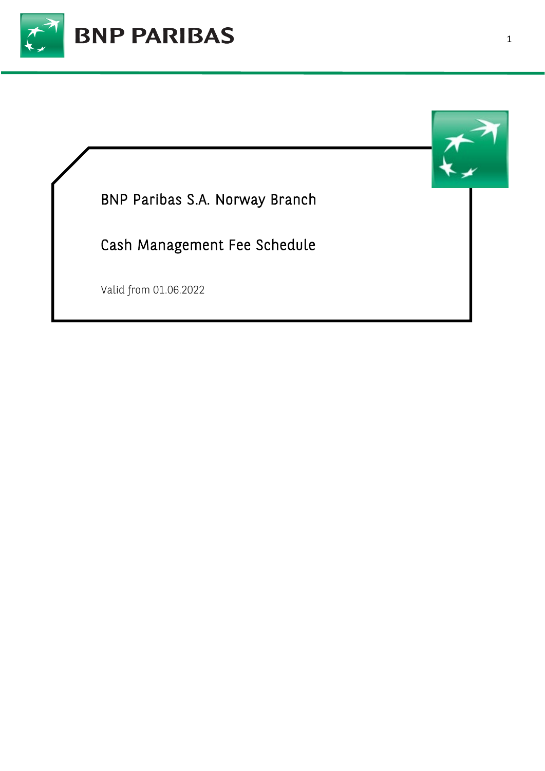BNP PARIBAS

# BNP Paribas S.A. Norway Branch

# Cash Management Fee Schedule

Valid from 01.06.2022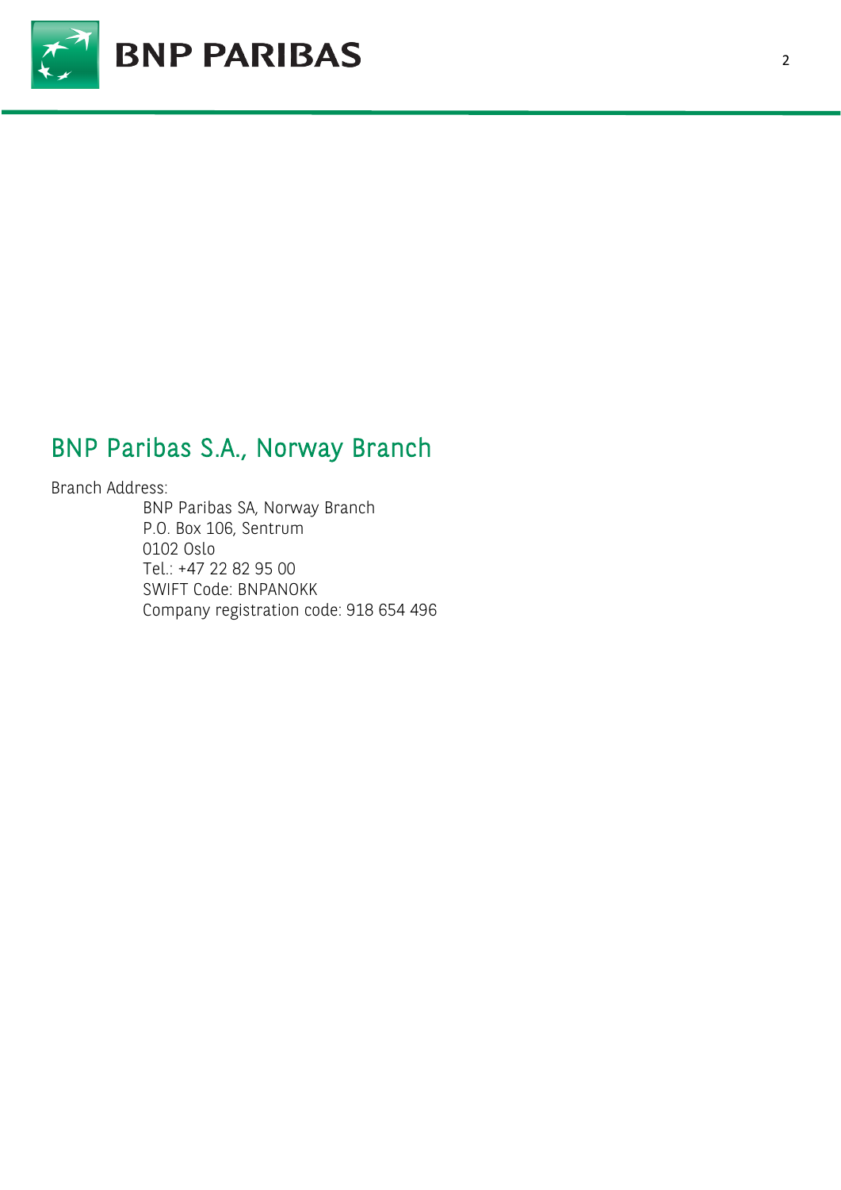## BNP Paribas S.A., Norway Branch

Branch Address:

BNP Paribas SA, Norway Branch
P.O. Box 106, Sentrum
0102 Oslo
Tel.: +47 22 82 95 00
SWIFT Code: BNPANOKK
Company registration code: 918 654 496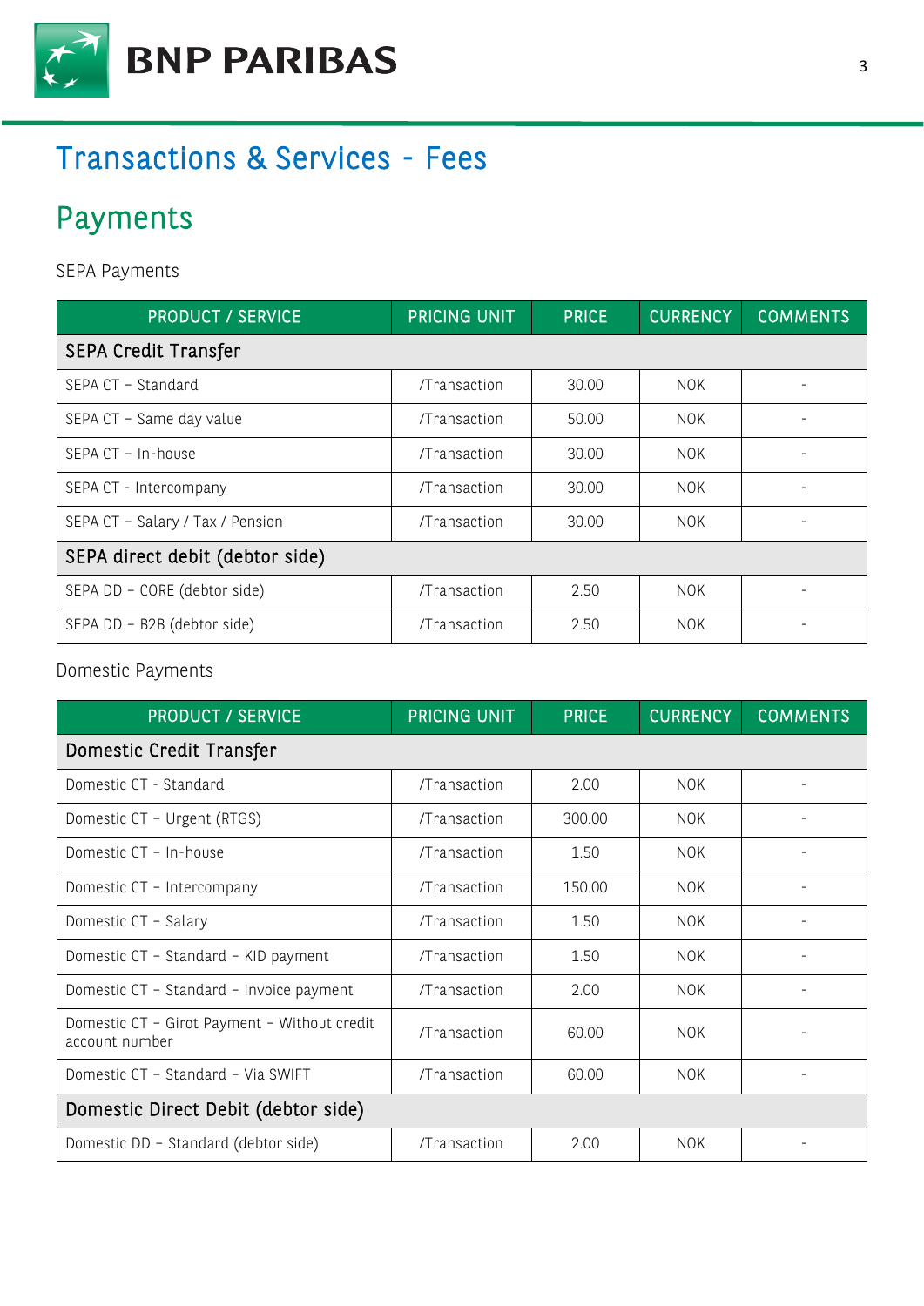# Transactions & Services - Fees

## Payments

SEPA Payments

| PRODUCT / SERVICE | PRICING UNIT | PRICE | CURRENCY | COMMENTS |
|---|---|---|---|---|
| **SEPA Credit Transfer** | | | | |
| SEPA CT – Standard | /Transaction | 30.00 | NOK | - |
| SEPA CT – Same day value | /Transaction | 50.00 | NOK | - |
| SEPA CT – In-house | /Transaction | 30.00 | NOK | - |
| SEPA CT - Intercompany | /Transaction | 30.00 | NOK | - |
| SEPA CT – Salary / Tax / Pension | /Transaction | 30.00 | NOK | - |
| **SEPA direct debit (debtor side)** | | | | |
| SEPA DD – CORE (debtor side) | /Transaction | 2.50 | NOK | - |
| SEPA DD – B2B (debtor side) | /Transaction | 2.50 | NOK | - |

Domestic Payments

| PRODUCT / SERVICE | PRICING UNIT | PRICE | CURRENCY | COMMENTS |
|---|---|---|---|---|
| **Domestic Credit Transfer** | | | | |
| Domestic CT - Standard | /Transaction | 2.00 | NOK | - |
| Domestic CT – Urgent (RTGS) | /Transaction | 300.00 | NOK | - |
| Domestic CT – In-house | /Transaction | 1.50 | NOK | - |
| Domestic CT – Intercompany | /Transaction | 150.00 | NOK | - |
| Domestic CT – Salary | /Transaction | 1.50 | NOK | - |
| Domestic CT – Standard – KID payment | /Transaction | 1.50 | NOK | - |
| Domestic CT – Standard – Invoice payment | /Transaction | 2.00 | NOK | - |
| Domestic CT – Girot Payment – Without credit account number | /Transaction | 60.00 | NOK | - |
| Domestic CT – Standard – Via SWIFT | /Transaction | 60.00 | NOK | - |
| **Domestic Direct Debit (debtor side)** | | | | |
| Domestic DD – Standard (debtor side) | /Transaction | 2.00 | NOK | - |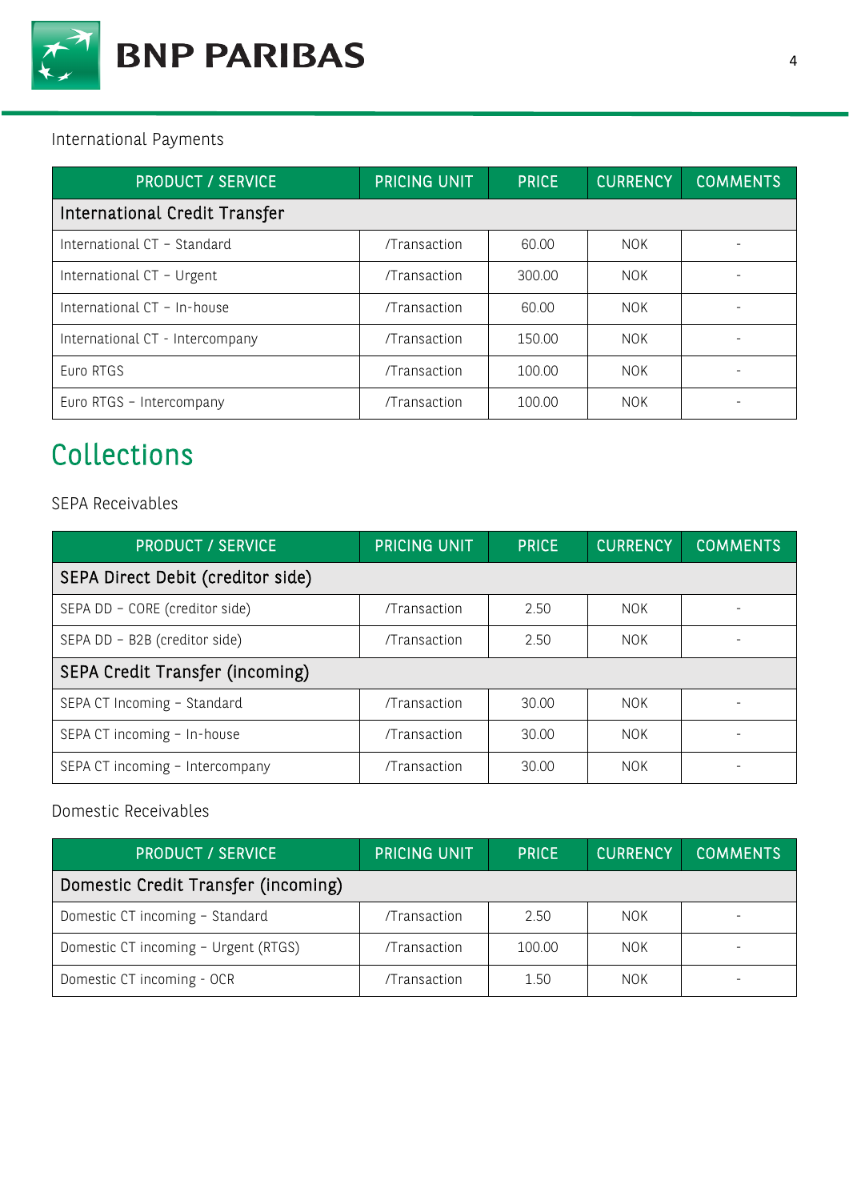International Payments

| PRODUCT / SERVICE | PRICING UNIT | PRICE | CURRENCY | COMMENTS |
|---|---|---|---|---|
| **International Credit Transfer** | | | | |
| International CT – Standard | /Transaction | 60.00 | NOK | - |
| International CT – Urgent | /Transaction | 300.00 | NOK | - |
| International CT – In-house | /Transaction | 60.00 | NOK | - |
| International CT - Intercompany | /Transaction | 150.00 | NOK | - |
| Euro RTGS | /Transaction | 100.00 | NOK | - |
| Euro RTGS – Intercompany | /Transaction | 100.00 | NOK | - |

# Collections

SEPA Receivables

| PRODUCT / SERVICE | PRICING UNIT | PRICE | CURRENCY | COMMENTS |
|---|---|---|---|---|
| **SEPA Direct Debit (creditor side)** | | | | |
| SEPA DD – CORE (creditor side) | /Transaction | 2.50 | NOK | - |
| SEPA DD – B2B (creditor side) | /Transaction | 2.50 | NOK | - |
| **SEPA Credit Transfer (incoming)** | | | | |
| SEPA CT Incoming – Standard | /Transaction | 30.00 | NOK | - |
| SEPA CT incoming – In-house | /Transaction | 30.00 | NOK | - |
| SEPA CT incoming – Intercompany | /Transaction | 30.00 | NOK | - |

Domestic Receivables

| PRODUCT / SERVICE | PRICING UNIT | PRICE | CURRENCY | COMMENTS |
|---|---|---|---|---|
| **Domestic Credit Transfer (incoming)** | | | | |
| Domestic CT incoming – Standard | /Transaction | 2.50 | NOK | - |
| Domestic CT incoming – Urgent (RTGS) | /Transaction | 100.00 | NOK | - |
| Domestic CT incoming - OCR | /Transaction | 1.50 | NOK | - |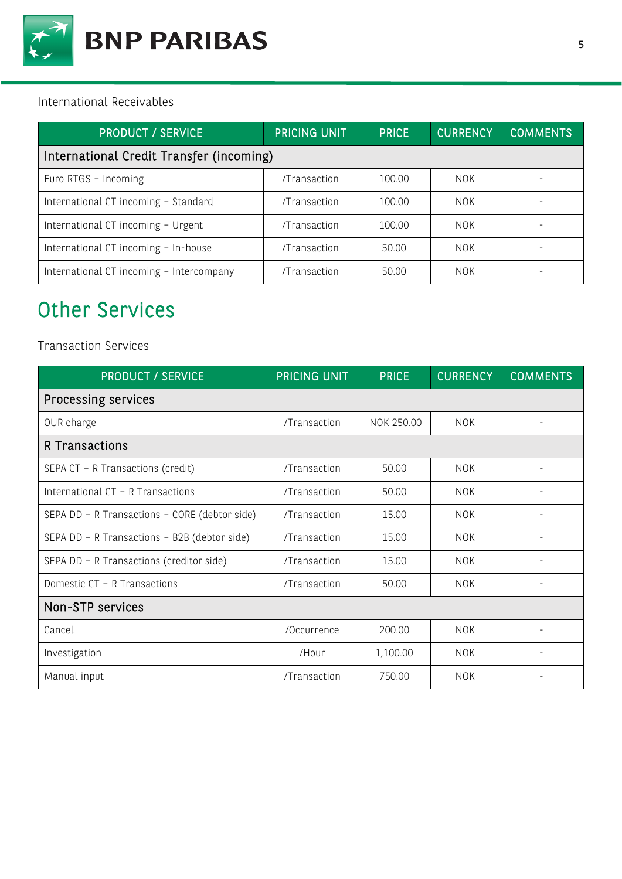International Receivables

| PRODUCT / SERVICE | PRICING UNIT | PRICE | CURRENCY | COMMENTS |
| --- | --- | --- | --- | --- |
| **International Credit Transfer (incoming)** | | | | |
| Euro RTGS – Incoming | /Transaction | 100.00 | NOK | - |
| International CT incoming – Standard | /Transaction | 100.00 | NOK | - |
| International CT incoming – Urgent | /Transaction | 100.00 | NOK | - |
| International CT incoming – In-house | /Transaction | 50.00 | NOK | - |
| International CT incoming – Intercompany | /Transaction | 50.00 | NOK | - |

# Other Services

Transaction Services

| PRODUCT / SERVICE | PRICING UNIT | PRICE | CURRENCY | COMMENTS |
| --- | --- | --- | --- | --- |
| **Processing services** | | | | |
| OUR charge | /Transaction | NOK 250.00 | NOK | - |
| **R Transactions** | | | | |
| SEPA CT – R Transactions (credit) | /Transaction | 50.00 | NOK | - |
| International CT – R Transactions | /Transaction | 50.00 | NOK | - |
| SEPA DD – R Transactions – CORE (debtor side) | /Transaction | 15.00 | NOK | - |
| SEPA DD – R Transactions – B2B (debtor side) | /Transaction | 15.00 | NOK | - |
| SEPA DD – R Transactions (creditor side) | /Transaction | 15.00 | NOK | - |
| Domestic CT – R Transactions | /Transaction | 50.00 | NOK | - |
| **Non-STP services** | | | | |
| Cancel | /Occurrence | 200.00 | NOK | - |
| Investigation | /Hour | 1,100.00 | NOK | - |
| Manual input | /Transaction | 750.00 | NOK | - |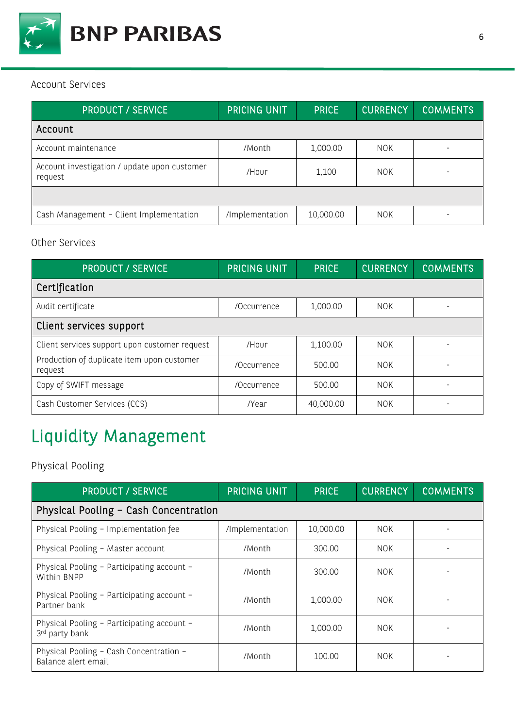Account Services

| PRODUCT / SERVICE | PRICING UNIT | PRICE | CURRENCY | COMMENTS |
|---|---|---|---|---|
| **Account** | | | | |
| Account maintenance | /Month | 1,000.00 | NOK | - |
| Account investigation / update upon customer request | /Hour | 1,100 | NOK | - |
| | | | | |
| Cash Management – Client Implementation | /Implementation | 10,000.00 | NOK | - |

Other Services

| PRODUCT / SERVICE | PRICING UNIT | PRICE | CURRENCY | COMMENTS |
|---|---|---|---|---|
| **Certification** | | | | |
| Audit certificate | /Occurrence | 1,000.00 | NOK | - |
| **Client services support** | | | | |
| Client services support upon customer request | /Hour | 1,100.00 | NOK | - |
| Production of duplicate item upon customer request | /Occurrence | 500.00 | NOK | - |
| Copy of SWIFT message | /Occurrence | 500.00 | NOK | - |
| Cash Customer Services (CCS) | /Year | 40,000.00 | NOK | - |

# Liquidity Management

Physical Pooling

| PRODUCT / SERVICE | PRICING UNIT | PRICE | CURRENCY | COMMENTS |
|---|---|---|---|---|
| **Physical Pooling – Cash Concentration** | | | | |
| Physical Pooling – Implementation fee | /Implementation | 10,000.00 | NOK | - |
| Physical Pooling – Master account | /Month | 300.00 | NOK | - |
| Physical Pooling – Participating account – Within BNPP | /Month | 300.00 | NOK | - |
| Physical Pooling – Participating account – Partner bank | /Month | 1,000.00 | NOK | - |
| Physical Pooling – Participating account – 3rd party bank | /Month | 1,000.00 | NOK | - |
| Physical Pooling – Cash Concentration – Balance alert email | /Month | 100.00 | NOK | - |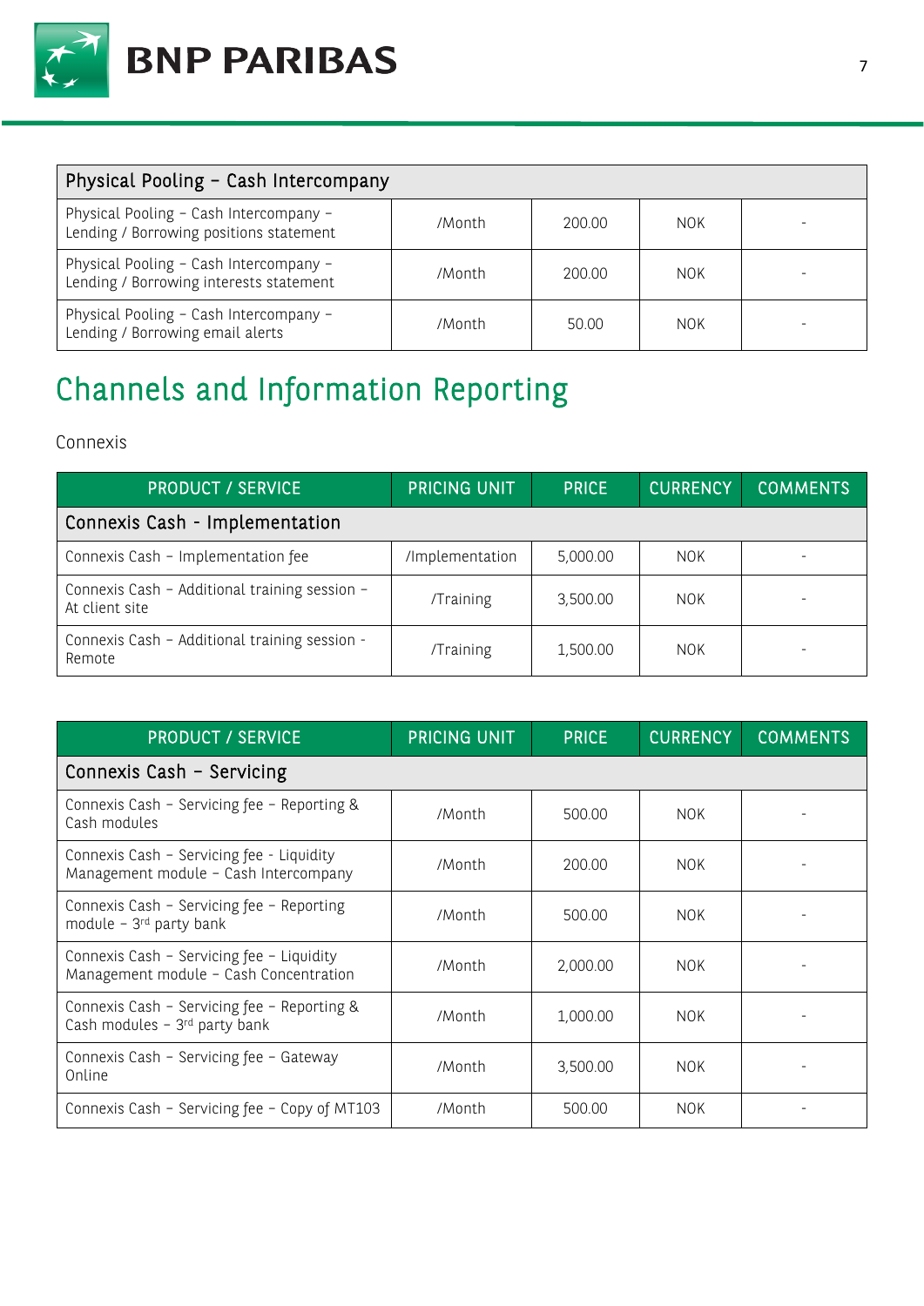| Physical Pooling – Cash Intercompany | | | | |
|---|---|---|---|---|
| Physical Pooling – Cash Intercompany – Lending / Borrowing positions statement | /Month | 200.00 | NOK | - |
| Physical Pooling – Cash Intercompany – Lending / Borrowing interests statement | /Month | 200.00 | NOK | - |
| Physical Pooling – Cash Intercompany – Lending / Borrowing email alerts | /Month | 50.00 | NOK | - |

# Channels and Information Reporting

Connexis

| PRODUCT / SERVICE | PRICING UNIT | PRICE | CURRENCY | COMMENTS |
|---|---|---|---|---|
| **Connexis Cash - Implementation** | | | | |
| Connexis Cash – Implementation fee | /Implementation | 5,000.00 | NOK | - |
| Connexis Cash – Additional training session – At client site | /Training | 3,500.00 | NOK | - |
| Connexis Cash – Additional training session - Remote | /Training | 1,500.00 | NOK | - |

| PRODUCT / SERVICE | PRICING UNIT | PRICE | CURRENCY | COMMENTS |
|---|---|---|---|---|
| **Connexis Cash – Servicing** | | | | |
| Connexis Cash – Servicing fee – Reporting & Cash modules | /Month | 500.00 | NOK | - |
| Connexis Cash – Servicing fee - Liquidity Management module – Cash Intercompany | /Month | 200.00 | NOK | - |
| Connexis Cash – Servicing fee – Reporting module – 3rd party bank | /Month | 500.00 | NOK | - |
| Connexis Cash – Servicing fee – Liquidity Management module – Cash Concentration | /Month | 2,000.00 | NOK | - |
| Connexis Cash – Servicing fee – Reporting & Cash modules – 3rd party bank | /Month | 1,000.00 | NOK | - |
| Connexis Cash – Servicing fee – Gateway Online | /Month | 3,500.00 | NOK | - |
| Connexis Cash – Servicing fee – Copy of MT103 | /Month | 500.00 | NOK | - |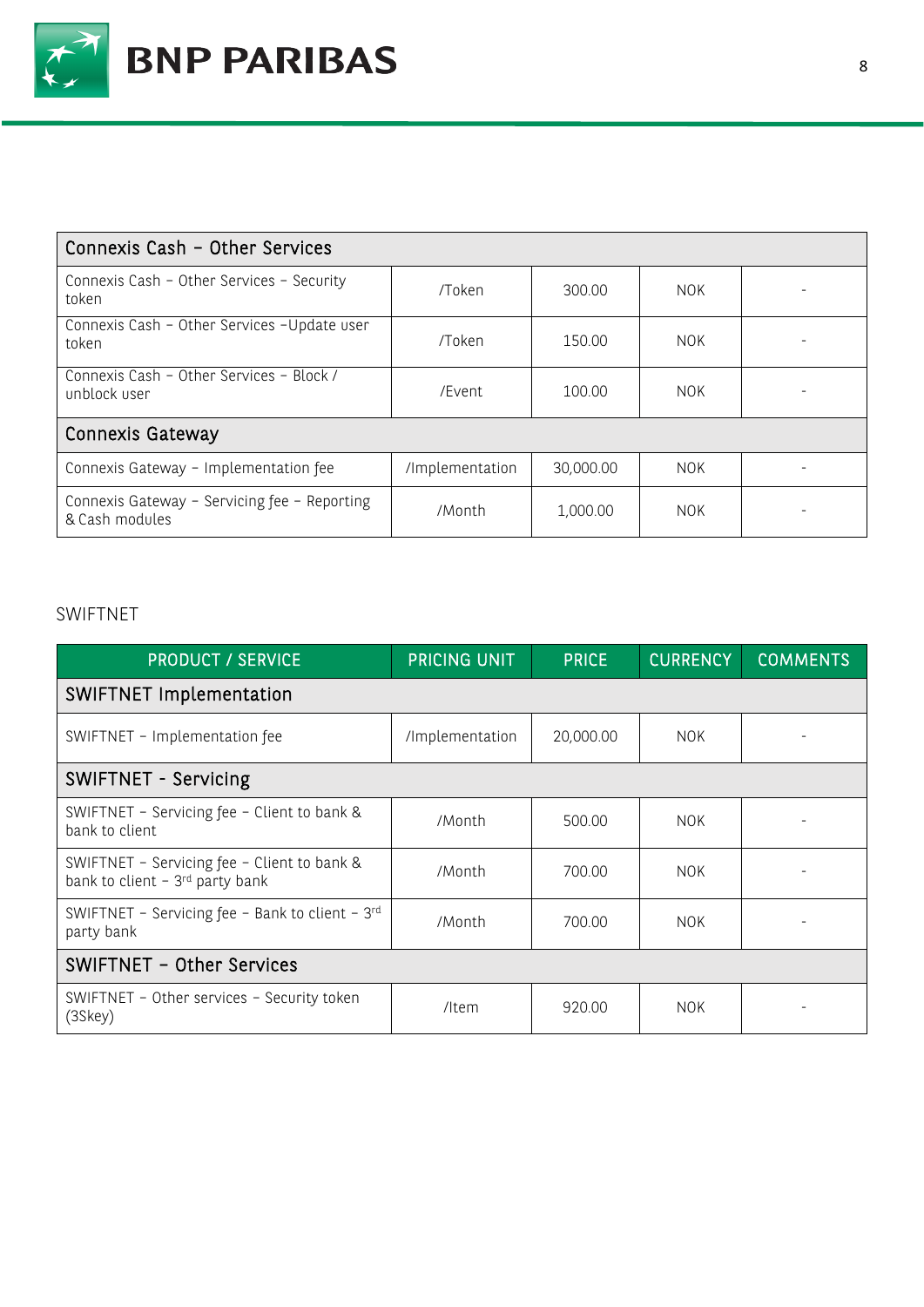| Connexis Cash – Other Services | | | | |
|---|---|---|---|---|
| Connexis Cash – Other Services – Security token | /Token | 300.00 | NOK | - |
| Connexis Cash – Other Services –Update user token | /Token | 150.00 | NOK | - |
| Connexis Cash – Other Services – Block / unblock user | /Event | 100.00 | NOK | - |
| **Connexis Gateway** | | | | |
| Connexis Gateway – Implementation fee | /Implementation | 30,000.00 | NOK | - |
| Connexis Gateway – Servicing fee – Reporting & Cash modules | /Month | 1,000.00 | NOK | - |

SWIFTNET

| PRODUCT / SERVICE | PRICING UNIT | PRICE | CURRENCY | COMMENTS |
|---|---|---|---|---|
| **SWIFTNET Implementation** | | | | |
| SWIFTNET – Implementation fee | /Implementation | 20,000.00 | NOK | - |
| **SWIFTNET - Servicing** | | | | |
| SWIFTNET – Servicing fee – Client to bank & bank to client | /Month | 500.00 | NOK | - |
| SWIFTNET – Servicing fee – Client to bank & bank to client – 3rd party bank | /Month | 700.00 | NOK | - |
| SWIFTNET – Servicing fee – Bank to client – 3rd party bank | /Month | 700.00 | NOK | - |
| **SWIFTNET – Other Services** | | | | |
| SWIFTNET – Other services – Security token (3Skey) | /Item | 920.00 | NOK | - |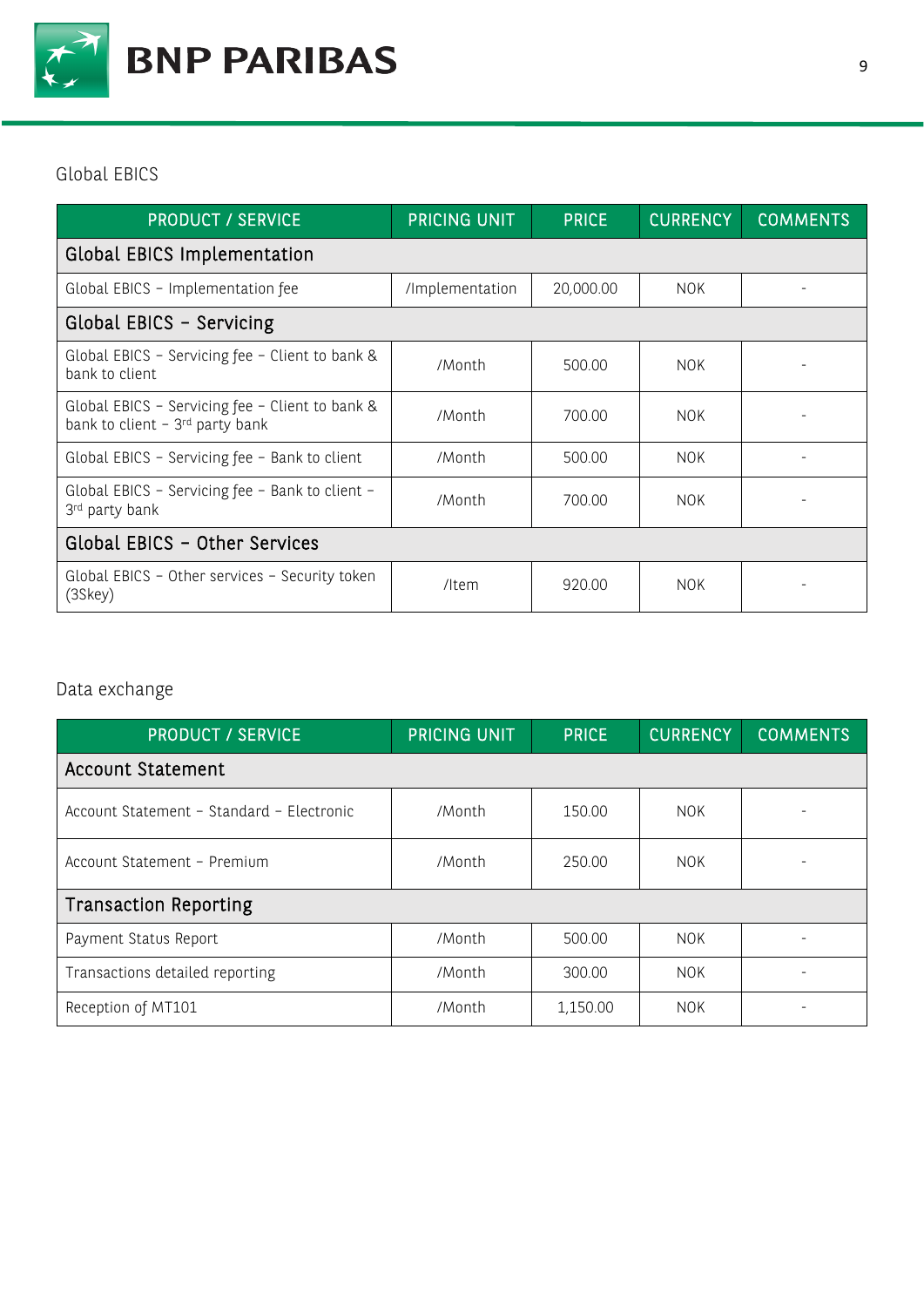## Global EBICS

| PRODUCT / SERVICE | PRICING UNIT | PRICE | CURRENCY | COMMENTS |
|---|---|---|---|---|
| **Global EBICS Implementation** | | | | |
| Global EBICS – Implementation fee | /Implementation | 20,000.00 | NOK | - |
| **Global EBICS – Servicing** | | | | |
| Global EBICS – Servicing fee – Client to bank & bank to client | /Month | 500.00 | NOK | - |
| Global EBICS – Servicing fee – Client to bank & bank to client – 3rd party bank | /Month | 700.00 | NOK | - |
| Global EBICS – Servicing fee – Bank to client | /Month | 500.00 | NOK | - |
| Global EBICS – Servicing fee – Bank to client – 3rd party bank | /Month | 700.00 | NOK | - |
| **Global EBICS – Other Services** | | | | |
| Global EBICS – Other services – Security token (3Skey) | /Item | 920.00 | NOK | - |

## Data exchange

| PRODUCT / SERVICE | PRICING UNIT | PRICE | CURRENCY | COMMENTS |
|---|---|---|---|---|
| **Account Statement** | | | | |
| Account Statement – Standard – Electronic | /Month | 150.00 | NOK | - |
| Account Statement – Premium | /Month | 250.00 | NOK | - |
| **Transaction Reporting** | | | | |
| Payment Status Report | /Month | 500.00 | NOK | - |
| Transactions detailed reporting | /Month | 300.00 | NOK | - |
| Reception of MT101 | /Month | 1,150.00 | NOK | - |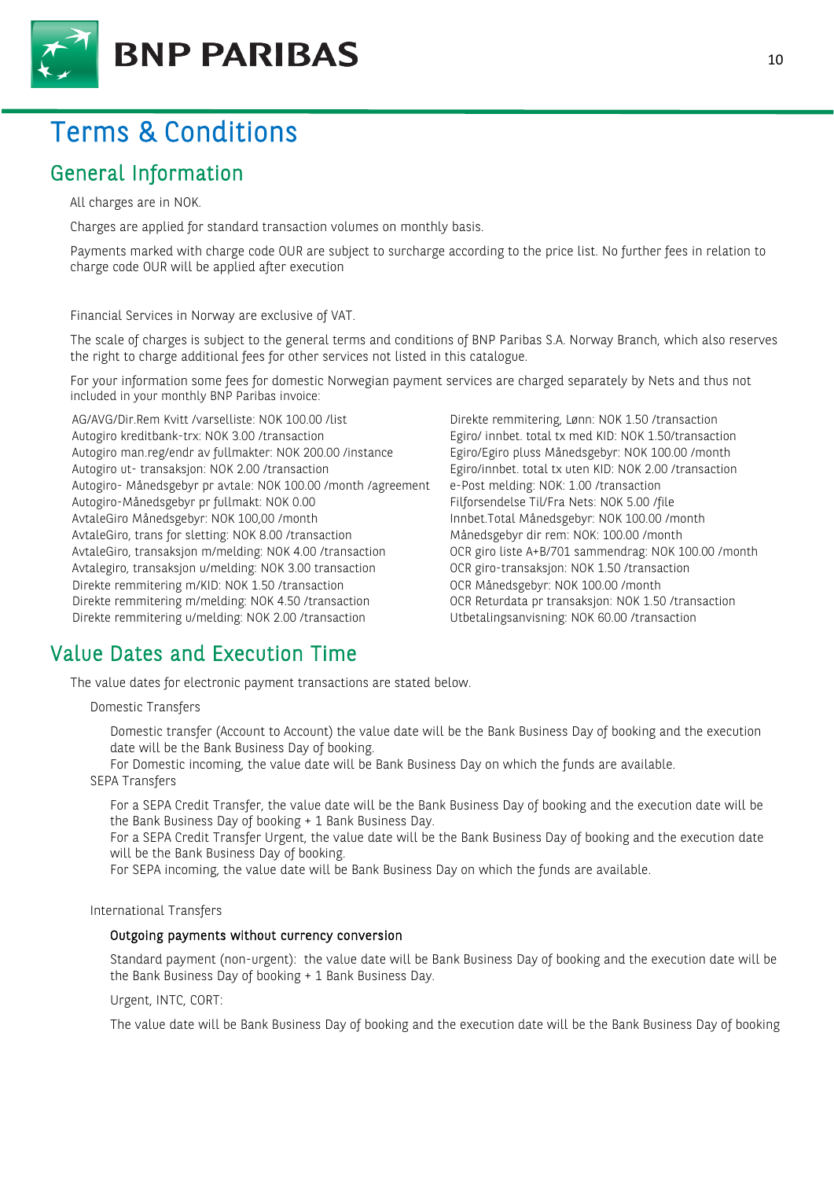# Terms & Conditions

## General Information

All charges are in NOK.

Charges are applied for standard transaction volumes on monthly basis.

Payments marked with charge code OUR are subject to surcharge according to the price list. No further fees in relation to charge code OUR will be applied after execution

Financial Services in Norway are exclusive of VAT.

The scale of charges is subject to the general terms and conditions of BNP Paribas S.A. Norway Branch, which also reserves the right to charge additional fees for other services not listed in this catalogue.

For your information some fees for domestic Norwegian payment services are charged separately by Nets and thus not included in your monthly BNP Paribas invoice:

AG/AVG/Dir.Rem Kvitt /varselliste: NOK 100.00 /list
Autogiro kreditbank-trx: NOK 3.00 /transaction
Autogiro man.reg/endr av fullmakter: NOK 200.00 /instance
Autogiro ut- transaksjon: NOK 2.00 /transaction
Autogiro- Månedsgebyr pr avtale: NOK 100.00 /month /agreement
Autogiro-Månedsgebyr pr fullmakt: NOK 0.00
AvtaleGiro Månedsgebyr: NOK 100,00 /month
AvtaleGiro, trans for sletting: NOK 8.00 /transaction
AvtaleGiro, transaksjon m/melding: NOK 4.00 /transaction
Avtalegiro, transaksjon u/melding: NOK 3.00 transaction
Direkte remmitering m/KID: NOK 1.50 /transaction
Direkte remmitering m/melding: NOK 4.50 /transaction
Direkte remmitering u/melding: NOK 2.00 /transaction
Direkte remmitering, Lønn: NOK 1.50 /transaction
Egiro/ innbet. total tx med KID: NOK 1.50/transaction
Egiro/Egiro pluss Månedsgebyr: NOK 100.00 /month
Egiro/innbet. total tx uten KID: NOK 2.00 /transaction
e-Post melding: NOK: 1.00 /transaction
Filforsendelse Til/Fra Nets: NOK 5.00 /file
Innbet.Total Månedsgebyr: NOK 100.00 /month
Månedsgebyr dir rem: NOK: 100.00 /month
OCR giro liste A+B/701 sammendrag: NOK 100.00 /month
OCR giro-transaksjon: NOK 1.50 /transaction
OCR Månedsgebyr: NOK 100.00 /month
OCR Returdata pr transaksjon: NOK 1.50 /transaction
Utbetalingsanvisning: NOK 60.00 /transaction

## Value Dates and Execution Time

The value dates for electronic payment transactions are stated below.

Domestic Transfers

Domestic transfer (Account to Account) the value date will be the Bank Business Day of booking and the execution date will be the Bank Business Day of booking.
For Domestic incoming, the value date will be Bank Business Day on which the funds are available.

SEPA Transfers

For a SEPA Credit Transfer, the value date will be the Bank Business Day of booking and the execution date will be the Bank Business Day of booking + 1 Bank Business Day.
For a SEPA Credit Transfer Urgent, the value date will be the Bank Business Day of booking and the execution date will be the Bank Business Day of booking.
For SEPA incoming, the value date will be Bank Business Day on which the funds are available.

International Transfers

**Outgoing payments without currency conversion**

Standard payment (non-urgent): the value date will be Bank Business Day of booking and the execution date will be the Bank Business Day of booking + 1 Bank Business Day.

Urgent, INTC, CORT:

The value date will be Bank Business Day of booking and the execution date will be the Bank Business Day of booking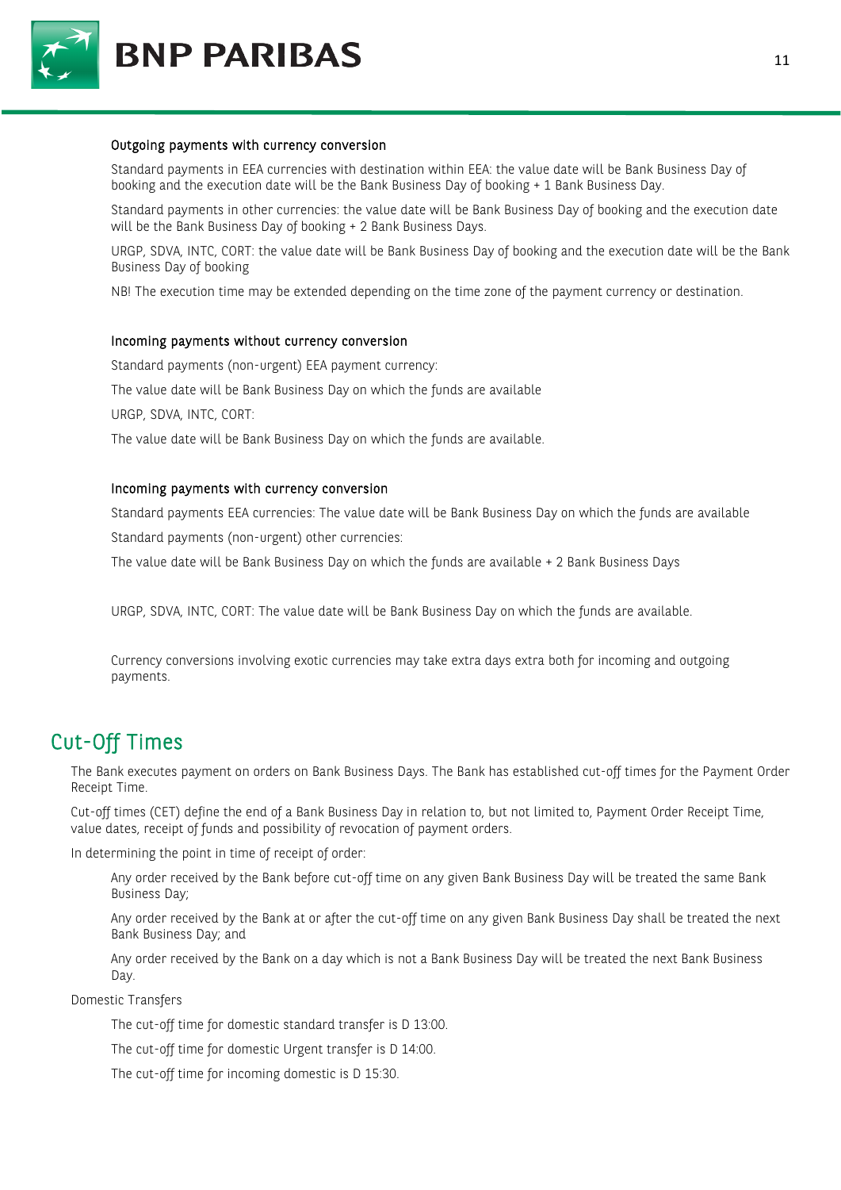### Outgoing payments with currency conversion

Standard payments in EEA currencies with destination within EEA: the value date will be Bank Business Day of booking and the execution date will be the Bank Business Day of booking + 1 Bank Business Day.

Standard payments in other currencies: the value date will be Bank Business Day of booking and the execution date will be the Bank Business Day of booking + 2 Bank Business Days.

URGP, SDVA, INTC, CORT: the value date will be Bank Business Day of booking and the execution date will be the Bank Business Day of booking

NB! The execution time may be extended depending on the time zone of the payment currency or destination.

### Incoming payments without currency conversion

Standard payments (non-urgent) EEA payment currency:

The value date will be Bank Business Day on which the funds are available

URGP, SDVA, INTC, CORT:

The value date will be Bank Business Day on which the funds are available.

### Incoming payments with currency conversion

Standard payments EEA currencies: The value date will be Bank Business Day on which the funds are available

Standard payments (non-urgent) other currencies:

The value date will be Bank Business Day on which the funds are available + 2 Bank Business Days

URGP, SDVA, INTC, CORT: The value date will be Bank Business Day on which the funds are available.

Currency conversions involving exotic currencies may take extra days extra both for incoming and outgoing payments.

## Cut-Off Times

The Bank executes payment on orders on Bank Business Days. The Bank has established cut-off times for the Payment Order Receipt Time.

Cut-off times (CET) define the end of a Bank Business Day in relation to, but not limited to, Payment Order Receipt Time, value dates, receipt of funds and possibility of revocation of payment orders.

In determining the point in time of receipt of order:

Any order received by the Bank before cut-off time on any given Bank Business Day will be treated the same Bank Business Day;

Any order received by the Bank at or after the cut-off time on any given Bank Business Day shall be treated the next Bank Business Day; and

Any order received by the Bank on a day which is not a Bank Business Day will be treated the next Bank Business Day.

Domestic Transfers

The cut-off time for domestic standard transfer is D 13:00.

The cut-off time for domestic Urgent transfer is D 14:00.

The cut-off time for incoming domestic is D 15:30.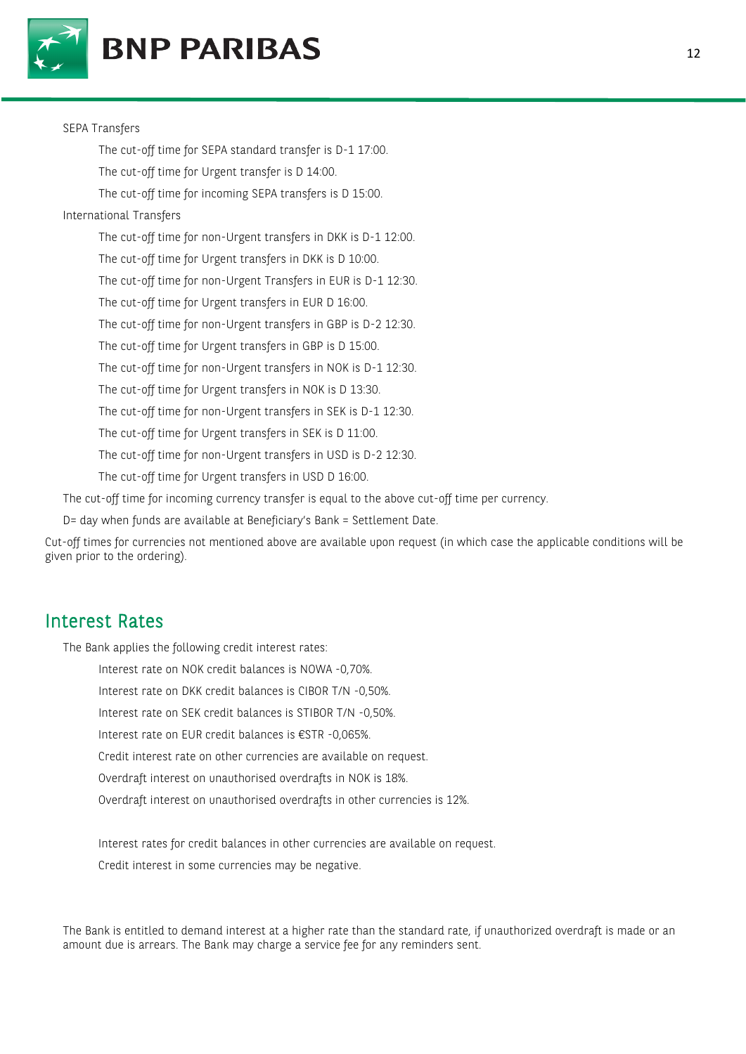SEPA Transfers

- The cut-off time for SEPA standard transfer is D-1 17:00.
- The cut-off time for Urgent transfer is D 14:00.
- The cut-off time for incoming SEPA transfers is D 15:00.

International Transfers

- The cut-off time for non-Urgent transfers in DKK is D-1 12:00.
- The cut-off time for Urgent transfers in DKK is D 10:00.
- The cut-off time for non-Urgent Transfers in EUR is D-1 12:30.
- The cut-off time for Urgent transfers in EUR D 16:00.
- The cut-off time for non-Urgent transfers in GBP is D-2 12:30.
- The cut-off time for Urgent transfers in GBP is D 15:00.
- The cut-off time for non-Urgent transfers in NOK is D-1 12:30.
- The cut-off time for Urgent transfers in NOK is D 13:30.
- The cut-off time for non-Urgent transfers in SEK is D-1 12:30.
- The cut-off time for Urgent transfers in SEK is D 11:00.
- The cut-off time for non-Urgent transfers in USD is D-2 12:30.
- The cut-off time for Urgent transfers in USD D 16:00.

The cut-off time for incoming currency transfer is equal to the above cut-off time per currency.

D= day when funds are available at Beneficiary's Bank = Settlement Date.

Cut-off times for currencies not mentioned above are available upon request (in which case the applicable conditions will be given prior to the ordering).

## Interest Rates

The Bank applies the following credit interest rates:

- Interest rate on NOK credit balances is NOWA -0,70%.
- Interest rate on DKK credit balances is CIBOR T/N -0,50%.
- Interest rate on SEK credit balances is STIBOR T/N -0,50%.
- Interest rate on EUR credit balances is €STR -0,065%.
- Credit interest rate on other currencies are available on request.
- Overdraft interest on unauthorised overdrafts in NOK is 18%.
- Overdraft interest on unauthorised overdrafts in other currencies is 12%.

Interest rates for credit balances in other currencies are available on request.

Credit interest in some currencies may be negative.

The Bank is entitled to demand interest at a higher rate than the standard rate, if unauthorized overdraft is made or an amount due is arrears. The Bank may charge a service fee for any reminders sent.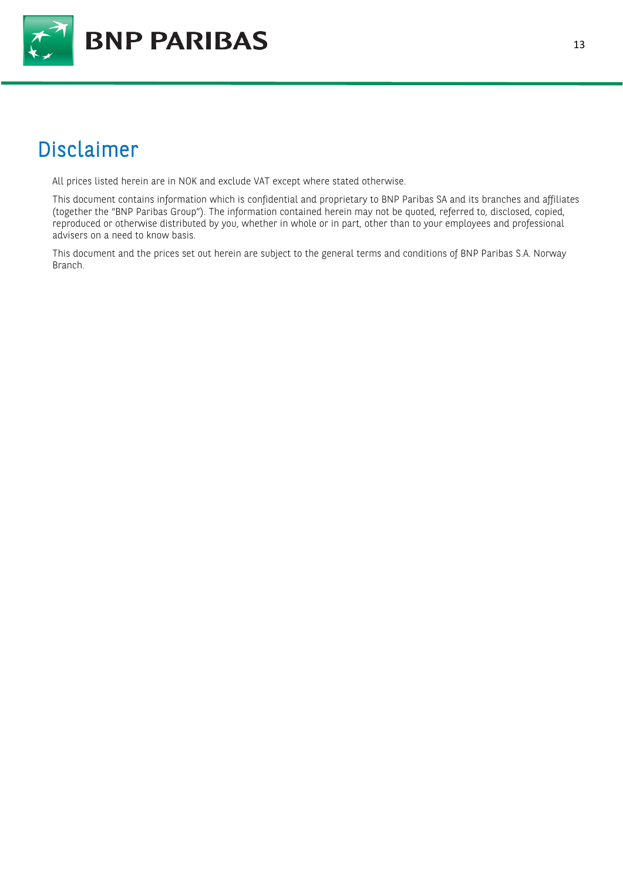# Disclaimer

All prices listed herein are in NOK and exclude VAT except where stated otherwise.

This document contains information which is confidential and proprietary to BNP Paribas SA and its branches and affiliates (together the "BNP Paribas Group"). The information contained herein may not be quoted, referred to, disclosed, copied, reproduced or otherwise distributed by you, whether in whole or in part, other than to your employees and professional advisers on a need to know basis.

This document and the prices set out herein are subject to the general terms and conditions of BNP Paribas S.A. Norway Branch.